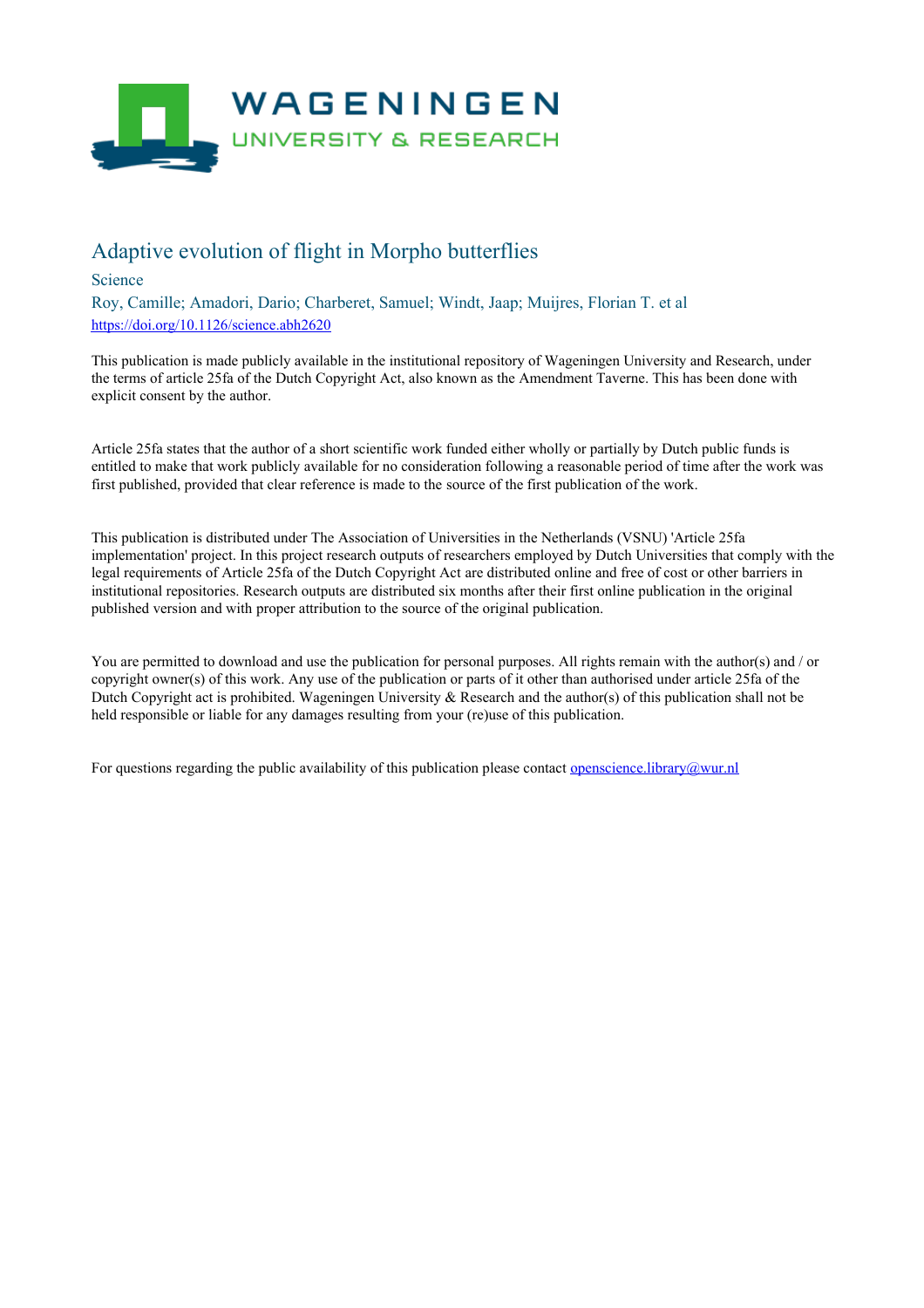# Adaptive evolution of flight in Morpho butterflies

Science

Roy, Camille; Amadori, Dario; Charberet, Samuel; Windt, Jaap; Muijres, Florian T. et al

https://doi.org/10.1126/science.abh2620

This publication is made publicly available in the institutional repository of Wageningen University and Research, under the terms of article 25fa of the Dutch Copyright Act, also known as the Amendment Taverne. This has been done with explicit consent by the author.

Article 25fa states that the author of a short scientific work funded either wholly or partially by Dutch public funds is entitled to make that work publicly available for no consideration following a reasonable period of time after the work was first published, provided that clear reference is made to the source of the first publication of the work.

This publication is distributed under The Association of Universities in the Netherlands (VSNU) 'Article 25fa implementation' project. In this project research outputs of researchers employed by Dutch Universities that comply with the legal requirements of Article 25fa of the Dutch Copyright Act are distributed online and free of cost or other barriers in institutional repositories. Research outputs are distributed six months after their first online publication in the original published version and with proper attribution to the source of the original publication.

You are permitted to download and use the publication for personal purposes. All rights remain with the author(s) and / or copyright owner(s) of this work. Any use of the publication or parts of it other than authorised under article 25fa of the Dutch Copyright act is prohibited. Wageningen University & Research and the author(s) of this publication shall not be held responsible or liable for any damages resulting from your (re)use of this publication.

For questions regarding the public availability of this publication please contact openscience.library@wur.nl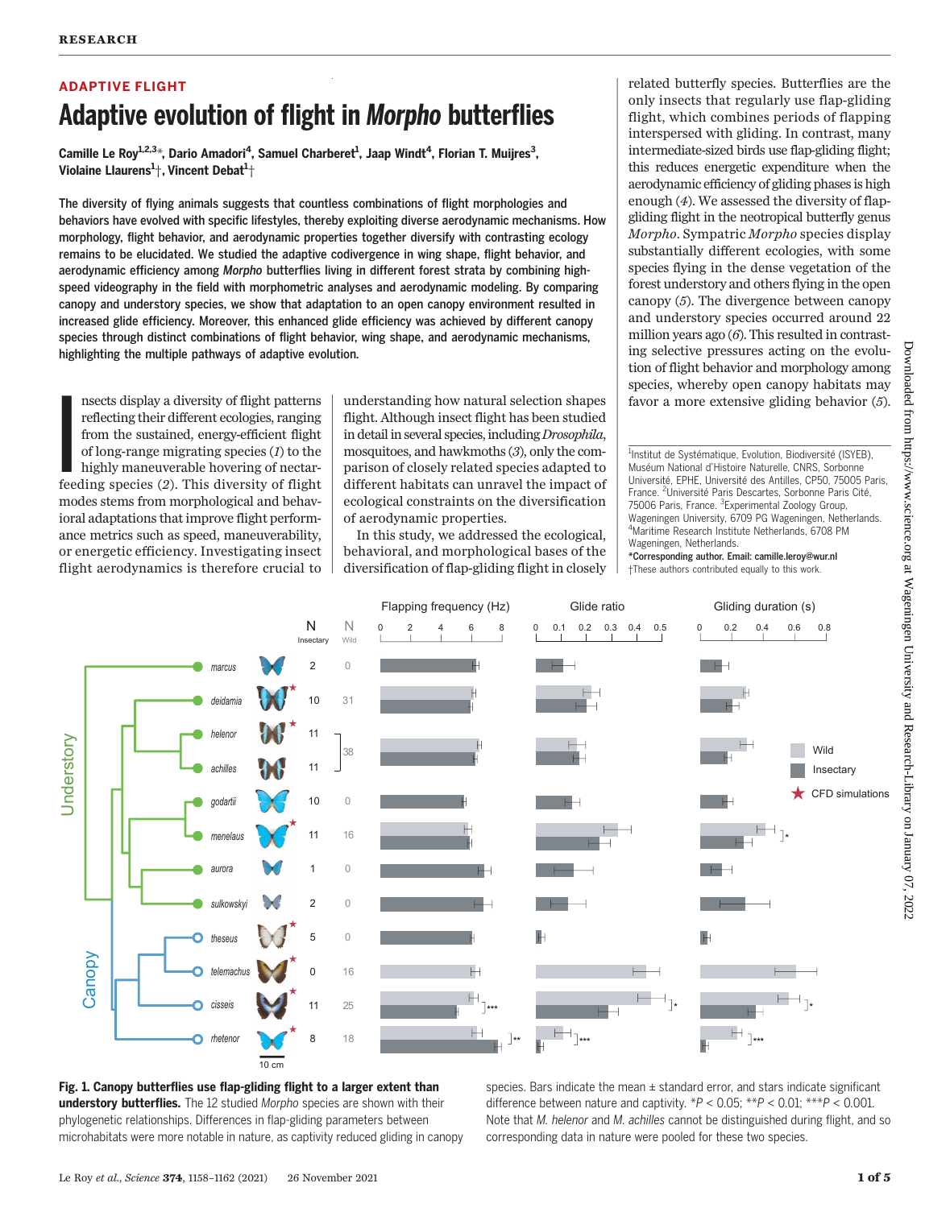ADAPTIVE FLIGHT

# Adaptive evolution of flight in *Morpho* butterflies

**Camille Le Roy[1,2,3]*, Dario Amadori[4], Samuel Charberet[1], Jaap Windt[4], Florian T. Muijres[3], Violaine Llaurens[1]†, Vincent Debat[1]†**

**The diversity of flying animals suggests that countless combinations of flight morphologies and behaviors have evolved with specific lifestyles, thereby exploiting diverse aerodynamic mechanisms. How morphology, flight behavior, and aerodynamic properties together diversify with contrasting ecology remains to be elucidated. We studied the adaptive codivergence in wing shape, flight behavior, and aerodynamic efficiency among *Morpho* butterflies living in different forest strata by combining high-speed videography in the field with morphometric analyses and aerodynamic modeling. By comparing canopy and understory species, we show that adaptation to an open canopy environment resulted in increased glide efficiency. Moreover, this enhanced glide efficiency was achieved by different canopy species through distinct combinations of flight behavior, wing shape, and aerodynamic mechanisms, highlighting the multiple pathways of adaptive evolution.**

Insects display a diversity of flight patterns reflecting their different ecologies, ranging from the sustained, energy-efficient flight of long-range migrating species (*1*) to the highly maneuverable hovering of nectar-feeding species (*2*). This diversity of flight modes stems from morphological and behavioral adaptations that improve flight performance metrics such as speed, maneuverability, or energetic efficiency. Investigating insect flight aerodynamics is therefore crucial to understanding how natural selection shapes flight. Although insect flight has been studied in detail in several species, including *Drosophila*, mosquitoes, and hawkmoths (*3*), only the comparison of closely related species adapted to different habitats can unravel the impact of ecological constraints on the diversification of aerodynamic properties.

In this study, we addressed the ecological, behavioral, and morphological bases of the diversification of flap-gliding flight in closely related butterfly species. Butterflies are the only insects that regularly use flap-gliding flight, which combines periods of flapping interspersed with gliding. In contrast, many intermediate-sized birds use flap-gliding flight; this reduces energetic expenditure when the aerodynamic efficiency of gliding phases is high enough (*4*). We assessed the diversity of flap-gliding flight in the neotropical butterfly genus *Morpho*. Sympatric *Morpho* species display substantially different ecologies, with some species flying in the dense vegetation of the forest understory and others flying in the open canopy (*5*). The divergence between canopy and understory species occurred around 22 million years ago (*6*). This resulted in contrasting selective pressures acting on the evolution of flight behavior and morphology among species, whereby open canopy habitats may favor a more extensive gliding behavior (*5*).

[1]Institut de Systématique, Evolution, Biodiversité (ISYEB), Muséum National d'Histoire Naturelle, CNRS, Sorbonne Université, EPHE, Université des Antilles, CP50, 75005 Paris, France. [2]Université Paris Descartes, Sorbonne Paris Cité, 75006 Paris, France. [3]Experimental Zoology Group, Wageningen University, 6709 PG Wageningen, Netherlands. [4]Maritime Research Institute Netherlands, 6708 PM Wageningen, Netherlands.
*Corresponding author. Email: camille.leroy@wur.nl
†These authors contributed equally to this work.

**Fig. 1. Canopy butterflies use flap-gliding flight to a larger extent than understory butterflies.** The 12 studied *Morpho* species are shown with their phylogenetic relationships. Differences in flap-gliding parameters between microhabitats were more notable in nature, as captivity reduced gliding in canopy species. Bars indicate the mean ± standard error, and stars indicate significant difference between nature and captivity. *$P$ < 0.05; **$P$ < 0.01; ***$P$ < 0.001. Note that *M. helenor* and *M. achilles* cannot be distinguished during flight, and so corresponding data in nature were pooled for these two species.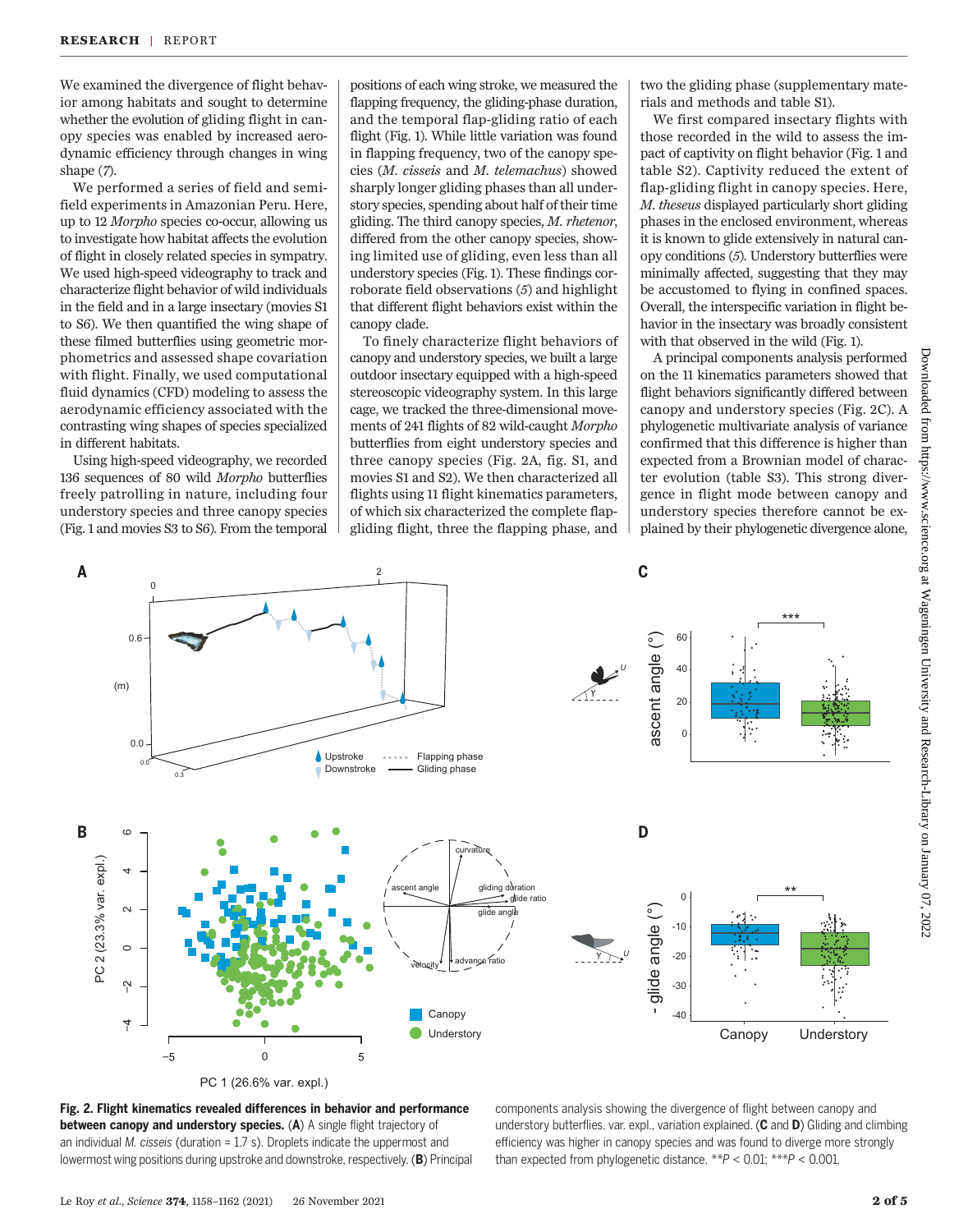We examined the divergence of flight behavior among habitats and sought to determine whether the evolution of gliding flight in canopy species was enabled by increased aerodynamic efficiency through changes in wing shape (7).

We performed a series of field and semi-field experiments in Amazonian Peru. Here, up to 12 *Morpho* species co-occur, allowing us to investigate how habitat affects the evolution of flight in closely related species in sympatry. We used high-speed videography to track and characterize flight behavior of wild individuals in the field and in a large insectary (movies S1 to S6). We then quantified the wing shape of these filmed butterflies using geometric morphometrics and assessed shape covariation with flight. Finally, we used computational fluid dynamics (CFD) modeling to assess the aerodynamic efficiency associated with the contrasting wing shapes of species specialized in different habitats.

Using high-speed videography, we recorded 136 sequences of 80 wild *Morpho* butterflies freely patrolling in nature, including four understory species and three canopy species (Fig. 1 and movies S3 to S6). From the temporal positions of each wing stroke, we measured the flapping frequency, the gliding-phase duration, and the temporal flap-gliding ratio of each flight (Fig. 1). While little variation was found in flapping frequency, two of the canopy species (*M. cisseis* and *M. telemachus*) showed sharply longer gliding phases than all understory species, spending about half of their time gliding. The third canopy species, *M. rhetenor*, differed from the other canopy species, showing limited use of gliding, even less than all understory species (Fig. 1). These findings corroborate field observations (5) and highlight that different flight behaviors exist within the canopy clade.

To finely characterize flight behaviors of canopy and understory species, we built a large outdoor insectary equipped with a high-speed stereoscopic videography system. In this large cage, we tracked the three-dimensional movements of 241 flights of 82 wild-caught *Morpho* butterflies from eight understory species and three canopy species (Fig. 2A, fig. S1, and movies S1 and S2). We then characterized all flights using 11 flight kinematics parameters, of which six characterized the complete flap-gliding flight, three the flapping phase, and two the gliding phase (supplementary materials and methods and table S1).

We first compared insectary flights with those recorded in the wild to assess the impact of captivity on flight behavior (Fig. 1 and table S2). Captivity reduced the extent of flap-gliding flight in canopy species. Here, *M. theseus* displayed particularly short gliding phases in the enclosed environment, whereas it is known to glide extensively in natural canopy conditions (5). Understory butterflies were minimally affected, suggesting that they may be accustomed to flying in confined spaces. Overall, the interspecific variation in flight behavior in the insectary was broadly consistent with that observed in the wild (Fig. 1).

A principal components analysis performed on the 11 kinematics parameters showed that flight behaviors significantly differed between canopy and understory species (Fig. 2C). A phylogenetic multivariate analysis of variance confirmed that this difference is higher than expected from a Brownian model of character evolution (table S3). This strong divergence in flight mode between canopy and understory species therefore cannot be explained by their phylogenetic divergence alone,

**Fig. 2. Flight kinematics revealed differences in behavior and performance between canopy and understory species.** (**A**) A single flight trajectory of an individual *M. cisseis* (duration = 1.7 s). Droplets indicate the uppermost and lowermost wing positions during upstroke and downstroke, respectively. (**B**) Principal components analysis showing the divergence of flight between canopy and understory butterflies. var. expl., variation explained. (**C** and **D**) Gliding and climbing efficiency was higher in canopy species and was found to diverge more strongly than expected from phylogenetic distance. $**P < 0.01$; $***P < 0.001$.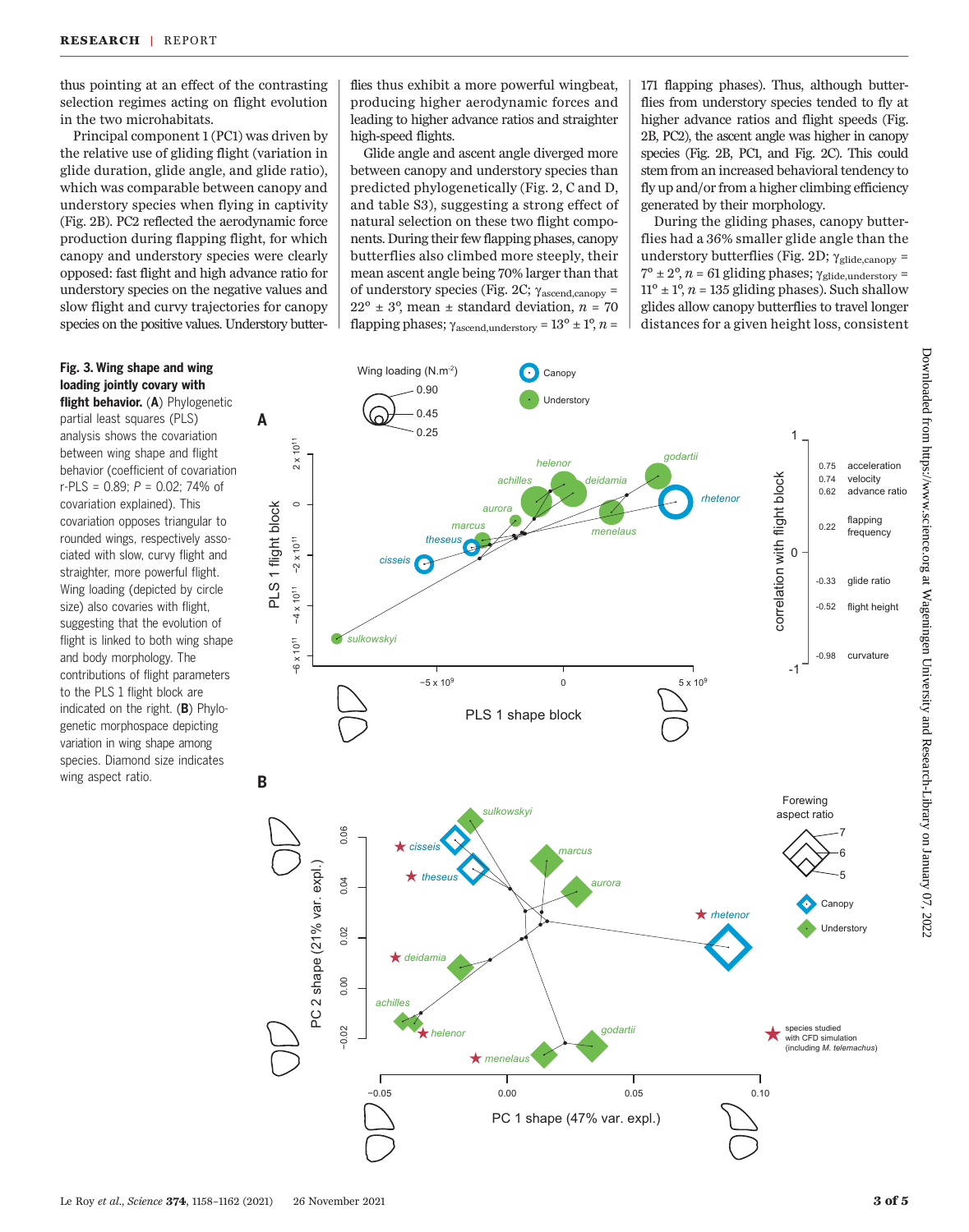thus pointing at an effect of the contrasting selection regimes acting on flight evolution in the two microhabitats.

Principal component 1 (PC1) was driven by the relative use of gliding flight (variation in glide duration, glide angle, and glide ratio), which was comparable between canopy and understory species when flying in captivity (Fig. 2B). PC2 reflected the aerodynamic force production during flapping flight, for which canopy and understory species were clearly opposed: fast flight and high advance ratio for understory species on the negative values and slow flight and curvy trajectories for canopy species on the positive values. Understory butterflies thus exhibit a more powerful wingbeat, producing higher aerodynamic forces and leading to higher advance ratios and straighter high-speed flights.

Glide angle and ascent angle diverged more between canopy and understory species than predicted phylogenetically (Fig. 2, C and D, and table S3), suggesting a strong effect of natural selection on these two flight components. During their few flapping phases, canopy butterflies also climbed more steeply, their mean ascent angle being 70% larger than that of understory species (Fig. 2C; $\gamma_{ascend,canopy}$ = 22° ± 3°, mean ± standard deviation, $n$ = 70 flapping phases; $\gamma_{ascend,understory}$ = 13° ± 1°, $n$ = 171 flapping phases). Thus, although butterflies from understory species tended to fly at higher advance ratios and flight speeds (Fig. 2B, PC2), the ascent angle was higher in canopy species (Fig. 2B, PC1, and Fig. 2C). This could stem from an increased behavioral tendency to fly up and/or from a higher climbing efficiency generated by their morphology.

During the gliding phases, canopy butterflies had a 36% smaller glide angle than the understory butterflies (Fig. 2D; $\gamma_{glide,canopy}$ = 7° ± 2°, $n$ = 61 gliding phases; $\gamma_{glide,understory}$ = 11° ± 1°, $n$ = 135 gliding phases). Such shallow glides allow canopy butterflies to travel longer distances for a given height loss, consistent

**Fig. 3. Wing shape and wing loading jointly covary with flight behavior.** (**A**) Phylogenetic partial least squares (PLS) analysis shows the covariation between wing shape and flight behavior (coefficient of covariation r-PLS = 0.89; $P$ = 0.02; 74% of covariation explained). This covariation opposes triangular to rounded wings, respectively associated with slow, curvy flight and straighter, more powerful flight. Wing loading (depicted by circle size) also covaries with flight, suggesting that the evolution of flight is linked to both wing shape and body morphology. The contributions of flight parameters to the PLS 1 flight block are indicated on the right. (**B**) Phylogenetic morphospace depicting variation in wing shape among species. Diamond size indicates wing aspect ratio.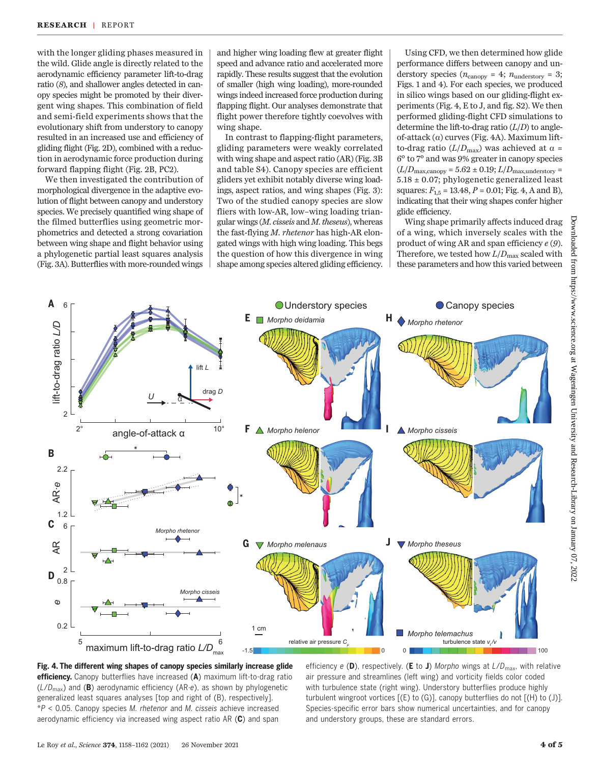with the longer gliding phases measured in the wild. Glide angle is directly related to the aerodynamic efficiency parameter lift-to-drag ratio (8), and shallower angles detected in canopy species might be promoted by their divergent wing shapes. This combination of field and semi-field experiments shows that the evolutionary shift from understory to canopy resulted in an increased use and efficiency of gliding flight (Fig. 2D), combined with a reduction in aerodynamic force production during forward flapping flight (Fig. 2B, PC2).

We then investigated the contribution of morphological divergence in the adaptive evolution of flight between canopy and understory species. We precisely quantified wing shape of the filmed butterflies using geometric morphometrics and detected a strong covariation between wing shape and flight behavior using a phylogenetic partial least squares analysis (Fig. 3A). Butterflies with more-rounded wings and higher wing loading flew at greater flight speed and advance ratio and accelerated more rapidly. These results suggest that the evolution of smaller (high wing loading), more-rounded wings indeed increased force production during flapping flight. Our analyses demonstrate that flight power therefore tightly coevolves with wing shape.

In contrast to flapping-flight parameters, gliding parameters were weakly correlated with wing shape and aspect ratio (AR) (Fig. 3B and table S4). Canopy species are efficient gliders yet exhibit notably diverse wing loadings, aspect ratios, and wing shapes (Fig. 3): Two of the studied canopy species are slow fliers with low-AR, low–wing loading triangular wings (*M. cisseis* and *M. theseus*), whereas the fast-flying *M. rhetenor* has high-AR elongated wings with high wing loading. This begs the question of how this divergence in wing shape among species altered gliding efficiency.

Using CFD, we then determined how glide performance differs between canopy and understory species ($n_{canopy}$ = 4; $n_{understory}$ = 3; Figs. 1 and 4). For each species, we produced in silico wings based on our gliding-flight experiments (Fig. 4, E to J, and fig. S2). We then performed gliding-flight CFD simulations to determine the lift-to-drag ratio ($L/D$) to angle-of-attack ($\alpha$) curves (Fig. 4A). Maximum lift-to-drag ratio ($L/D_{max}$) was achieved at $\alpha$ = 6° to 7° and was 9% greater in canopy species ($L/D_{max,canopy}$ = 5.62 ± 0.19; $L/D_{max,understory}$ = 5.18 ± 0.07; phylogenetic generalized least squares: $F_{1,5}$ = 13.48, $P$ = 0.01; Fig. 4, A and B), indicating that their wing shapes confer higher glide efficiency.

Wing shape primarily affects induced drag of a wing, which inversely scales with the product of wing AR and span efficiency $e$ (9). Therefore, we tested how $L/D_{max}$ scaled with these parameters and how this varied between

**Fig. 4. The different wing shapes of canopy species similarly increase glide efficiency.** Canopy butterflies have increased (**A**) maximum lift-to-drag ratio ($L/D_{max}$) and (**B**) aerodynamic efficiency (AR·$e$), as shown by phylogenetic generalized least squares analyses [top and right of (B), respectively]. *$P$ < 0.05. Canopy species *M. rhetenor* and *M. cisseis* achieve increased aerodynamic efficiency via increased wing aspect ratio AR (**C**) and span efficiency $e$ (**D**), respectively. (**E** to **J**) *Morpho* wings at $L/D_{max}$, with relative air pressure and streamlines (left wing) and vorticity fields color coded with turbulence state (right wing). Understory butterflies produce highly turbulent wingroot vortices [(E) to (G)], canopy butterflies do not [(H) to (J)]. Species-specific error bars show numerical uncertainties, and for canopy and understory groups, these are standard errors.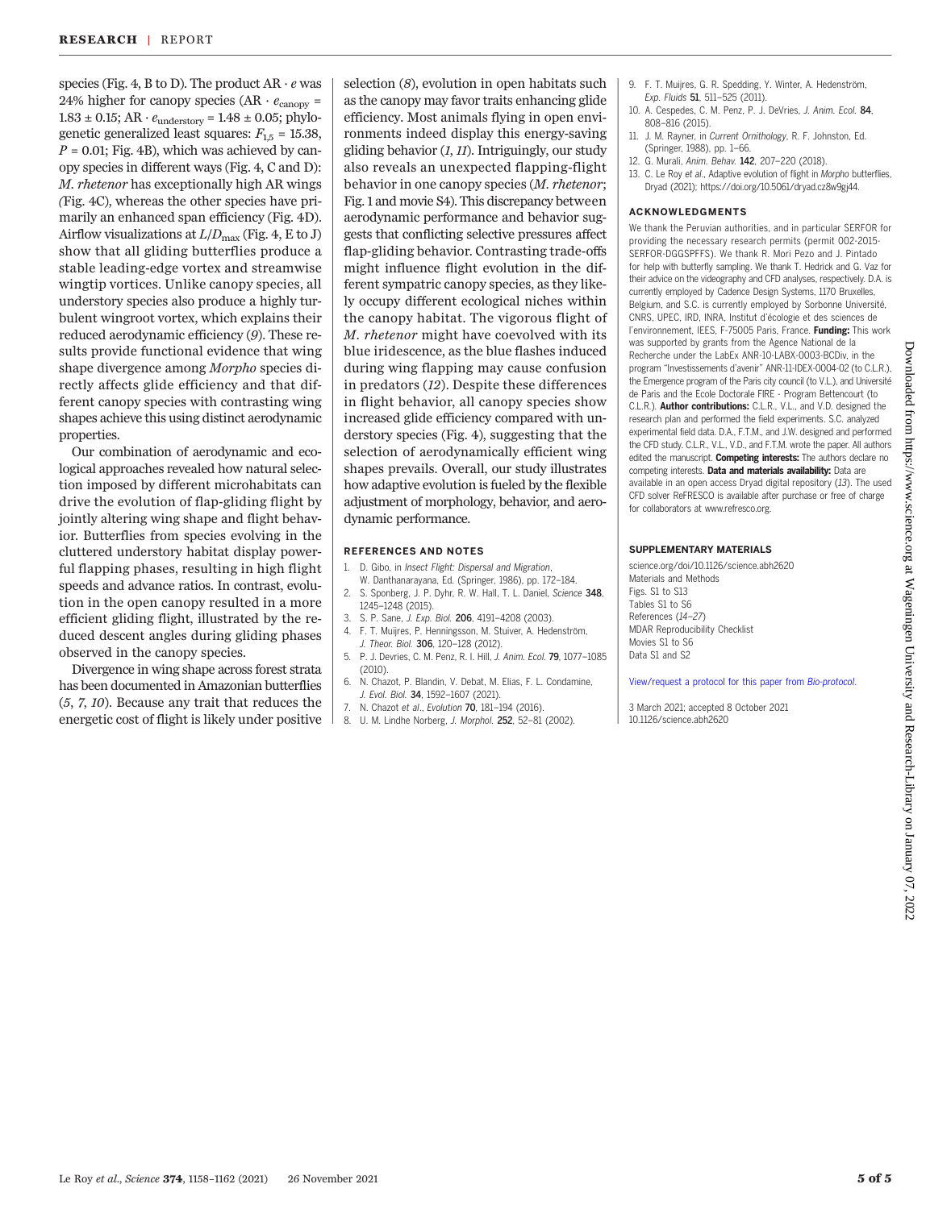species (Fig. 4, B to D). The product AR · *e* was 24% higher for canopy species (AR · $e_{\text{canopy}}$ = 1.83 ± 0.15; AR · $e_{\text{understory}}$ = 1.48 ± 0.05; phylogenetic generalized least squares: $F_{1,5}$ = 15.38, $P$ = 0.01; Fig. 4B), which was achieved by canopy species in different ways (Fig. 4, C and D): *M. rhetenor* has exceptionally high AR wings (Fig. 4C), whereas the other species have primarily an enhanced span efficiency (Fig. 4D). Airflow visualizations at $L/D_{\text{max}}$ (Fig. 4, E to J) show that all gliding butterflies produce a stable leading-edge vortex and streamwise wingtip vortices. Unlike canopy species, all understory species also produce a highly turbulent wingroot vortex, which explains their reduced aerodynamic efficiency (*9*). These results provide functional evidence that wing shape divergence among *Morpho* species directly affects glide efficiency and that different canopy species with contrasting wing shapes achieve this using distinct aerodynamic properties.

Our combination of aerodynamic and ecological approaches revealed how natural selection imposed by different microhabitats can drive the evolution of flap-gliding flight by jointly altering wing shape and flight behavior. Butterflies from species evolving in the cluttered understory habitat display powerful flapping phases, resulting in high flight speeds and advance ratios. In contrast, evolution in the open canopy resulted in a more efficient gliding flight, illustrated by the reduced descent angles during gliding phases observed in the canopy species.

Divergence in wing shape across forest strata has been documented in Amazonian butterflies (*5*, *7*, *10*). Because any trait that reduces the energetic cost of flight is likely under positive selection (*8*), evolution in open habitats such as the canopy may favor traits enhancing glide efficiency. Most animals flying in open environments indeed display this energy-saving gliding behavior (*1*, *11*). Intriguingly, our study also reveals an unexpected flapping-flight behavior in one canopy species (*M. rhetenor*; Fig. 1 and movie S4). This discrepancy between aerodynamic performance and behavior suggests that conflicting selective pressures affect flap-gliding behavior. Contrasting trade-offs might influence flight evolution in the different sympatric canopy species, as they likely occupy different ecological niches within the canopy habitat. The vigorous flight of *M. rhetenor* might have coevolved with its blue iridescence, as the blue flashes induced during wing flapping may cause confusion in predators (*12*). Despite these differences in flight behavior, all canopy species show increased glide efficiency compared with understory species (Fig. 4), suggesting that the selection of aerodynamically efficient wing shapes prevails. Overall, our study illustrates how adaptive evolution is fueled by the flexible adjustment of morphology, behavior, and aerodynamic performance.

## REFERENCES AND NOTES

1. D. Gibo, in *Insect Flight: Dispersal and Migration*, W. Danthanarayana, Ed. (Springer, 1986), pp. 172–184.
2. S. Sponberg, J. P. Dyhr, R. W. Hall, T. L. Daniel, *Science* **348**, 1245–1248 (2015).
3. S. P. Sane, *J. Exp. Biol.* **206**, 4191–4208 (2003).
4. F. T. Muijres, P. Henningsson, M. Stuiver, A. Hedenström, *J. Theor. Biol.* **306**, 120–128 (2012).
5. P. J. Devries, C. M. Penz, R. I. Hill, *J. Anim. Ecol.* **79**, 1077–1085 (2010).
6. N. Chazot, P. Blandin, V. Debat, M. Elias, F. L. Condamine, *J. Evol. Biol.* **34**, 1592–1607 (2021).
7. N. Chazot *et al.*, *Evolution* **70**, 181–194 (2016).
8. U. M. Lindhe Norberg, *J. Morphol.* **252**, 52–81 (2002).
9. F. T. Muijres, G. R. Spedding, Y. Winter, A. Hedenström, *Exp. Fluids* **51**, 511–525 (2011).
10. A. Cespedes, C. M. Penz, P. J. DeVries, *J. Anim. Ecol.* **84**, 808–816 (2015).
11. J. M. Rayner, in *Current Ornithology*, R. F. Johnston, Ed. (Springer, 1988), pp. 1–66.
12. G. Murali, *Anim. Behav.* **142**, 207–220 (2018).
13. C. Le Roy *et al.*, Adaptive evolution of flight in *Morpho* butterflies, Dryad (2021); https://doi.org/10.5061/dryad.cz8w9gj44.

## ACKNOWLEDGMENTS

We thank the Peruvian authorities, and in particular SERFOR for providing the necessary research permits (permit 002-2015-SERFOR-DGGSPFFS). We thank R. Mori Pezo and J. Pintado for help with butterfly sampling. We thank T. Hedrick and G. Vaz for their advice on the videography and CFD analyses, respectively. D.A. is currently employed by Cadence Design Systems, 1170 Bruxelles, Belgium, and S.C. is currently employed by Sorbonne Université, CNRS, UPEC, IRD, INRA, Institut d'écologie et des sciences de l'environnement, IEES, F-75005 Paris, France. **Funding:** This work was supported by grants from the Agence National de la Recherche under the LabEx ANR-10-LABX-0003-BCDiv, in the program "Investissements d'avenir" ANR-11-IDEX-0004-02 (to C.L.R.), the Emergence program of the Paris city council (to V.L.), and Université de Paris and the Ecole Doctorale FIRE - Program Bettencourt (to C.L.R.). **Author contributions:** C.L.R., V.L., and V.D. designed the research plan and performed the field experiments. S.C. analyzed experimental field data. D.A., F.T.M., and J.W. designed and performed the CFD study. C.L.R., V.L., V.D., and F.T.M. wrote the paper. All authors edited the manuscript. **Competing interests:** The authors declare no competing interests. **Data and materials availability:** Data are available in an open access Dryad digital repository (*13*). The used CFD solver ReFRESCO is available after purchase or free of charge for collaborators at www.refresco.org.

## SUPPLEMENTARY MATERIALS

science.org/doi/10.1126/science.abh2620
Materials and Methods
Figs. S1 to S13
Tables S1 to S6
References (*14–27*)
MDAR Reproducibility Checklist
Movies S1 to S6
Data S1 and S2

View/request a protocol for this paper from *Bio-protocol*.

3 March 2021; accepted 8 October 2021
10.1126/science.abh2620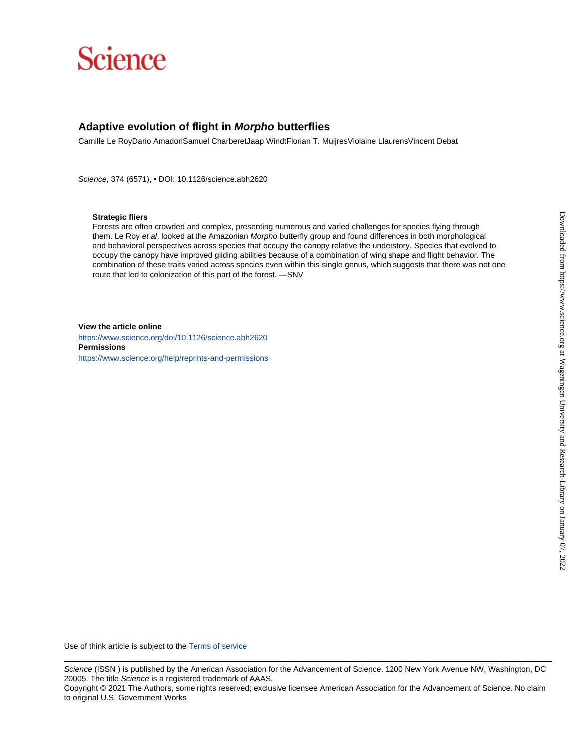# Science

## Adaptive evolution of flight in *Morpho* butterflies

Camille Le RoyDario AmadoriSamuel CharberetJaap WindtFlorian T. MuijresViolaine LlaurensVincent Debat

*Science*, 374 (6571), • DOI: 10.1126/science.abh2620

**Strategic fliers**

Forests are often crowded and complex, presenting numerous and varied challenges for species flying through them. Le Roy *et al*. looked at the Amazonian *Morpho* butterfly group and found differences in both morphological and behavioral perspectives across species that occupy the canopy relative the understory. Species that evolved to occupy the canopy have improved gliding abilities because of a combination of wing shape and flight behavior. The combination of these traits varied across species even within this single genus, which suggests that there was not one route that led to colonization of this part of the forest. —SNV

**View the article online**
https://www.science.org/doi/10.1126/science.abh2620
**Permissions**
https://www.science.org/help/reprints-and-permissions

Downloaded from https://www.science.org at Wageningen University and Research-Library on January 07, 2022

Use of think article is subject to the Terms of service

*Science* (ISSN ) is published by the American Association for the Advancement of Science. 1200 New York Avenue NW, Washington, DC 20005. The title *Science* is a registered trademark of AAAS.
Copyright © 2021 The Authors, some rights reserved; exclusive licensee American Association for the Advancement of Science. No claim to original U.S. Government Works